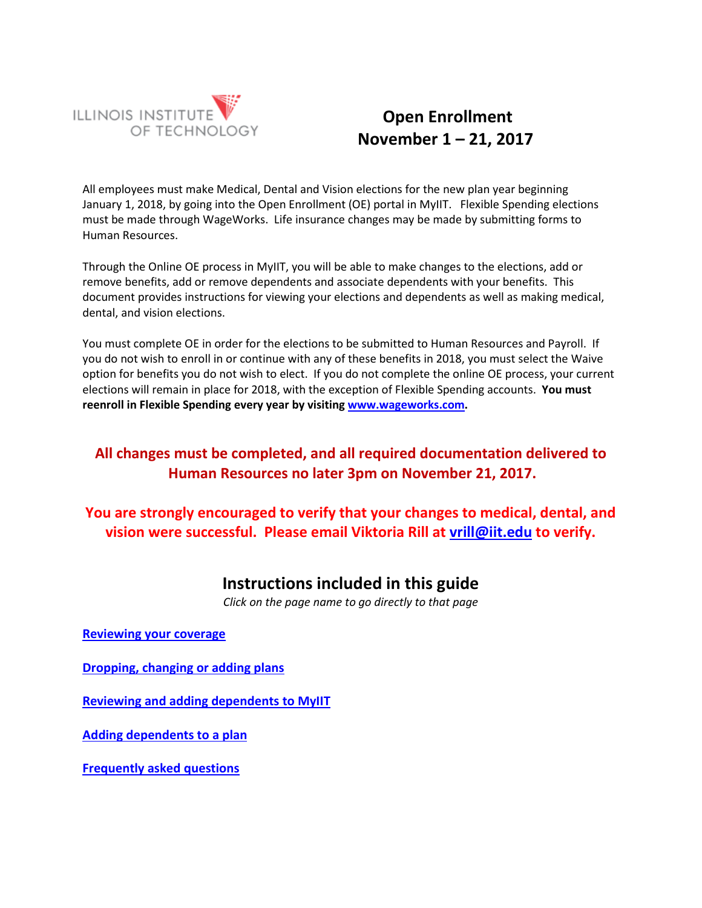ILLINOIS INSTITUTE OF TECHNOLOGY

# Open Enrollment
# November 1 – 21, 2017

All employees must make Medical, Dental and Vision elections for the new plan year beginning January 1, 2018, by going into the Open Enrollment (OE) portal in MyIIT. Flexible Spending elections must be made through WageWorks. Life insurance changes may be made by submitting forms to Human Resources.

Through the Online OE process in MyIIT, you will be able to make changes to the elections, add or remove benefits, add or remove dependents and associate dependents with your benefits. This document provides instructions for viewing your elections and dependents as well as making medical, dental, and vision elections.

You must complete OE in order for the elections to be submitted to Human Resources and Payroll. If you do not wish to enroll in or continue with any of these benefits in 2018, you must select the Waive option for benefits you do not wish to elect. If you do not complete the online OE process, your current elections will remain in place for 2018, with the exception of Flexible Spending accounts. **You must reenroll in Flexible Spending every year by visiting www.wageworks.com.**

**All changes must be completed, and all required documentation delivered to Human Resources no later 3pm on November 21, 2017.**

**You are strongly encouraged to verify that your changes to medical, dental, and vision were successful. Please email Viktoria Rill at vrill@iit.edu to verify.**

## Instructions included in this guide

*Click on the page name to go directly to that page*

**Reviewing your coverage**

**Dropping, changing or adding plans**

**Reviewing and adding dependents to MyIIT**

**Adding dependents to a plan**

**Frequently asked questions**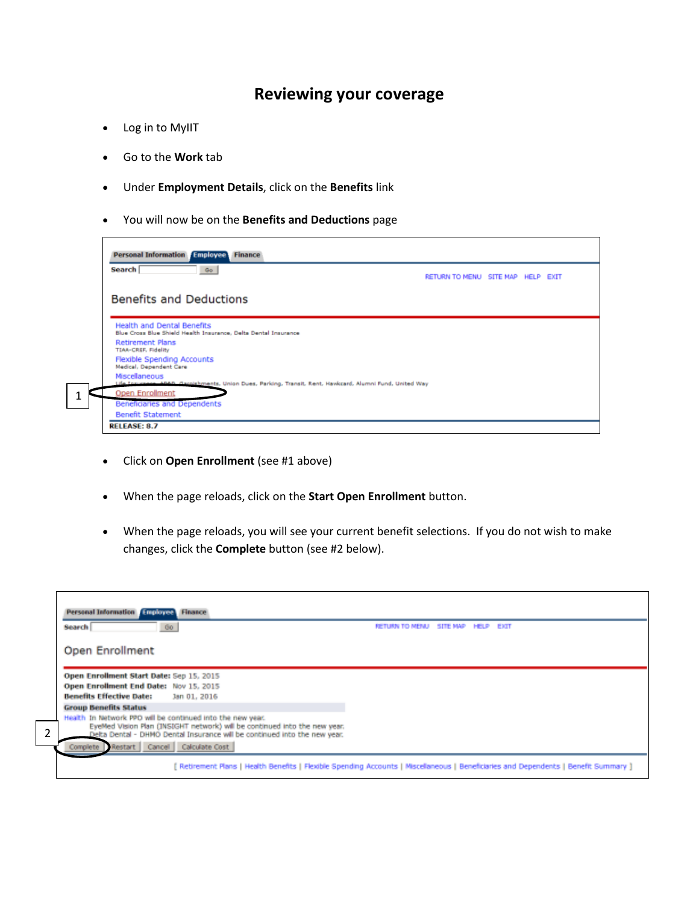# Reviewing your coverage

- Log in to MyIIT
- Go to the **Work** tab
- Under **Employment Details**, click on the **Benefits** link
- You will now be on the **Benefits and Deductions** page

Personal Information | Employee | Finance

Search [ ] Go

RETURN TO MENU SITE MAP HELP EXIT

Benefits and Deductions

Health and Dental Benefits
Blue Cross Blue Shield Health Insurance, Delta Dental Insurance
Retirement Plans
TIAA-CREF, Fidelity
Flexible Spending Accounts
Medical, Dependent Care
Miscellaneous
Life Insurance, SPSD, Garnishments, Union Dues, Parking, Transit, Rent, Hawkcard, Alumni Fund, United Way
Open Enrollment
Beneficiaries and Dependents
Benefit Statement

RELEASE: 8.7

1

- Click on **Open Enrollment** (see #1 above)
- When the page reloads, click on the **Start Open Enrollment** button.
- When the page reloads, you will see your current benefit selections. If you do not wish to make changes, click the **Complete** button (see #2 below).

Personal Information | Employee | Finance

Search [ ] Go

RETURN TO MENU SITE MAP HELP EXIT

Open Enrollment

**Open Enrollment Start Date:** Sep 15, 2015
**Open Enrollment End Date:** Nov 15, 2015
**Benefits Effective Date:** Jan 01, 2016
**Group Benefits Status**
Health In Network PPO will be continued into the new year.
EyeMed Vision Plan (INSIGHT network) will be continued into the new year.
Delta Dental - DHMO Dental Insurance will be continued into the new year.

Complete | Restart | Cancel | Calculate Cost

2

[ Retirement Plans | Health Benefits | Flexible Spending Accounts | Miscellaneous | Beneficiaries and Dependents | Benefit Summary ]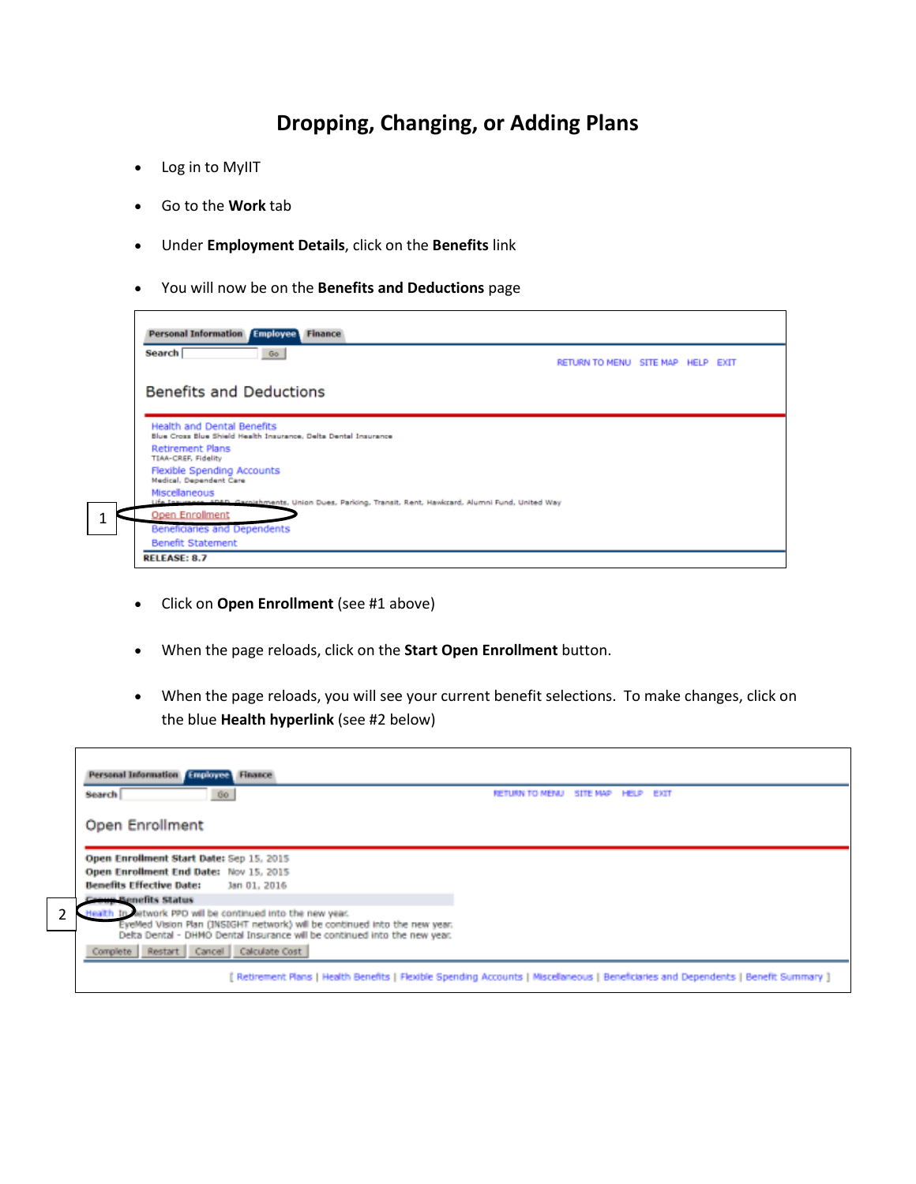# Dropping, Changing, or Adding Plans

- Log in to MyIIT
- Go to the **Work** tab
- Under **Employment Details**, click on the **Benefits** link
- You will now be on the **Benefits and Deductions** page

Personal Information | Employee | Finance

Search [ ] Go

RETURN TO MENU SITE MAP HELP EXIT

Benefits and Deductions

Health and Dental Benefits
Blue Cross Blue Shield Health Insurance, Delta Dental Insurance
Retirement Plans
TIAA-CREF, Fidelity
Flexible Spending Accounts
Medical, Dependent Care
Miscellaneous
Life Insurance, AD&D, Garnishments, Union Dues, Parking, Transit, Rent, Hawkcard, Alumni Fund, United Way
1 Open Enrollment
Beneficiaries and Dependents
Benefit Statement

RELEASE: 8.7

- Click on **Open Enrollment** (see #1 above)
- When the page reloads, click on the **Start Open Enrollment** button.
- When the page reloads, you will see your current benefit selections. To make changes, click on the blue **Health hyperlink** (see #2 below)

Personal Information | Employee | Finance

Search [ ] Go

RETURN TO MENU SITE MAP HELP EXIT

Open Enrollment

**Open Enrollment Start Date:** Sep 15, 2015
**Open Enrollment End Date:** Nov 15, 2015
**Benefits Effective Date:** Jan 01, 2016
**Group Benefits Status**
2 Health In Network PPO will be continued into the new year.
EyeMed Vision Plan (INSIGHT network) will be continued into the new year.
Delta Dental - DHMO Dental Insurance will be continued into the new year.

Complete | Restart | Cancel | Calculate Cost

[ Retirement Plans | Health Benefits | Flexible Spending Accounts | Miscellaneous | Beneficiaries and Dependents | Benefit Summary ]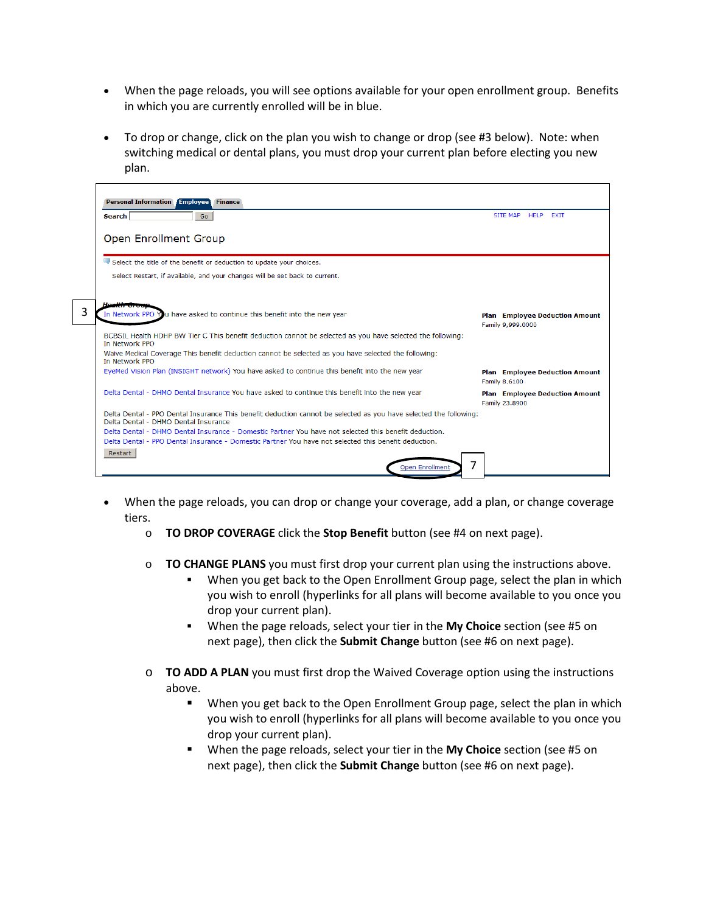- When the page reloads, you will see options available for your open enrollment group. Benefits in which you are currently enrolled will be in blue.

- To drop or change, click on the plan you wish to change or drop (see #3 below). Note: when switching medical or dental plans, you must drop your current plan before electing you new plan.

Personal Information | Employee | Finance

Search [ ] Go | SITE MAP HELP EXIT

Open Enrollment Group

Select the title of the benefit or deduction to update your choices.

Select Restart, if available, and your changes will be set back to current.

**Health Group**

3

In Network PPO You have asked to continue this benefit into the new year

**Plan Employee Deduction Amount**
Family 9,999.0000

BCBSIL Health HDHP BW Tier C This benefit deduction cannot be selected as you have selected the following:
In Network PPO

Waive Medical Coverage This benefit deduction cannot be selected as you have selected the following:
In Network PPO

EyeMed Vision Plan (INSIGHT network) You have asked to continue this benefit into the new year

**Plan Employee Deduction Amount**
Family 8.6100

Delta Dental - DHMO Dental Insurance You have asked to continue this benefit into the new year

**Plan Employee Deduction Amount**
Family 23.8900

Delta Dental - PPO Dental Insurance This benefit deduction cannot be selected as you have selected the following:
Delta Dental - DHMO Dental Insurance

Delta Dental - DHMO Dental Insurance - Domestic Partner You have not selected this benefit deduction.

Delta Dental - PPO Dental Insurance - Domestic Partner You have not selected this benefit deduction.

Restart

Open Enrollment 7

- When the page reloads, you can drop or change your coverage, add a plan, or change coverage tiers.
  - **TO DROP COVERAGE** click the **Stop Benefit** button (see #4 on next page).
  - **TO CHANGE PLANS** you must first drop your current plan using the instructions above.
    - When you get back to the Open Enrollment Group page, select the plan in which you wish to enroll (hyperlinks for all plans will become available to you once you drop your current plan).
    - When the page reloads, select your tier in the **My Choice** section (see #5 on next page), then click the **Submit Change** button (see #6 on next page).
  - **TO ADD A PLAN** you must first drop the Waived Coverage option using the instructions above.
    - When you get back to the Open Enrollment Group page, select the plan in which you wish to enroll (hyperlinks for all plans will become available to you once you drop your current plan).
    - When the page reloads, select your tier in the **My Choice** section (see #5 on next page), then click the **Submit Change** button (see #6 on next page).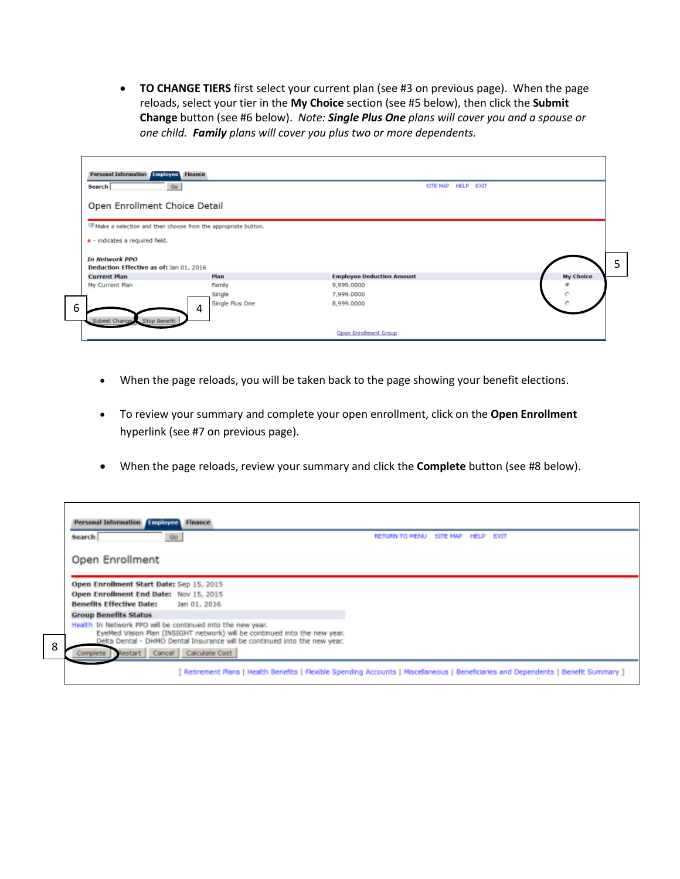- **TO CHANGE TIERS** first select your current plan (see #3 on previous page). When the page reloads, select your tier in the **My Choice** section (see #5 below), then click the **Submit Change** button (see #6 below). *Note:* ***Single Plus One*** *plans will cover you and a spouse or one child.* ***Family*** *plans will cover you plus two or more dependents.*

Personal Information | Employee | Finance

Search [ ] Go | SITE MAP HELP EXIT

Open Enrollment Choice Detail

Make a selection and then choose from the appropriate button.

\* - indicates a required field.

*In Network PPO*
**Deduction Effective as of:** Jan 01, 2016

| Current Plan | Plan | Employee Deduction Amount | My Choice |
|---|---|---|---|
| My Current Plan | Family | 9,999.0000 | ◉ |
| | Single | 7,999.0000 | ○ |
| | Single Plus One | 8,999.0000 | ○ |

Submit Change (6) | Stop Benefit (4) | My Choice (5)

Open Enrollment Group

- When the page reloads, you will be taken back to the page showing your benefit elections.

- To review your summary and complete your open enrollment, click on the **Open Enrollment** hyperlink (see #7 on previous page).

- When the page reloads, review your summary and click the **Complete** button (see #8 below).

Personal Information | Employee | Finance

Search [ ] Go | RETURN TO MENU SITE MAP HELP EXIT

Open Enrollment

**Open Enrollment Start Date:** Sep 15, 2015
**Open Enrollment End Date:** Nov 15, 2015
**Benefits Effective Date:** Jan 01, 2016

**Group Benefits Status**

Health In Network PPO will be continued into the new year.
EyeMed Vision Plan (INSIGHT network) will be continued into the new year.
Delta Dental - DHMO Dental Insurance will be continued into the new year.

Complete (8) | Restart | Cancel | Calculate Cost

[ Retirement Plans | Health Benefits | Flexible Spending Accounts | Miscellaneous | Beneficiaries and Dependents | Benefit Summary ]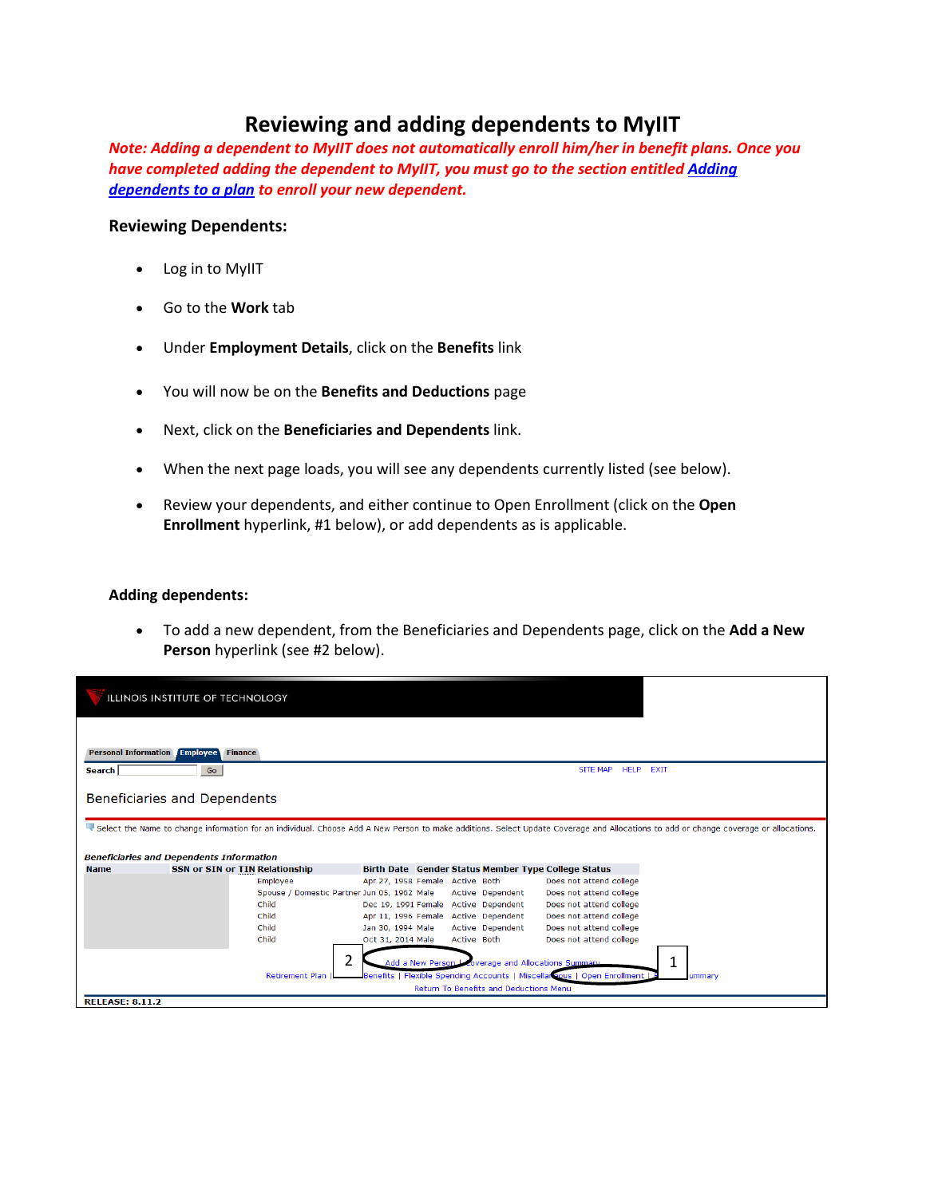# Reviewing and adding dependents to MyIIT

***Note: Adding a dependent to MyIIT does not automatically enroll him/her in benefit plans. Once you have completed adding the dependent to MyIIT, you must go to the section entitled Adding dependents to a plan to enroll your new dependent.***

### Reviewing Dependents:

- Log in to MyIIT
- Go to the **Work** tab
- Under **Employment Details**, click on the **Benefits** link
- You will now be on the **Benefits and Deductions** page
- Next, click on the **Beneficiaries and Dependents** link.
- When the next page loads, you will see any dependents currently listed (see below).
- Review your dependents, and either continue to Open Enrollment (click on the **Open Enrollment** hyperlink, #1 below), or add dependents as is applicable.

### Adding dependents:

- To add a new dependent, from the Beneficiaries and Dependents page, click on the **Add a New Person** hyperlink (see #2 below).

ILLINOIS INSTITUTE OF TECHNOLOGY

Personal Information | Employee | Finance

Search [ ] Go

SITE MAP HELP EXIT

Beneficiaries and Dependents

Select the Name to change information for an individual. Choose Add A New Person to make additions. Select Update Coverage and Allocations to add or change coverage or allocations.

*Beneficiaries and Dependents Information*

| Name | SSN or SIN or TIN | Relationship | Birth Date | Gender | Status | Member Type | College Status |
|---|---|---|---|---|---|---|---|
| | | Employee | Apr 27, 1958 | Female | Active | Both | Does not attend college |
| | | Spouse / Domestic Partner | Jun 05, 1962 | Male | Active | Dependent | Does not attend college |
| | | Child | Dec 19, 1991 | Female | Active | Dependent | Does not attend college |
| | | Child | Apr 11, 1996 | Female | Active | Dependent | Does not attend college |
| | | Child | Jan 30, 1994 | Male | Active | Dependent | Does not attend college |
| | | Child | Oct 31, 2014 | Male | Active | Both | Does not attend college |

2 Add a New Person | Coverage and Allocations Summary 1

Retirement Plan | Benefits | Flexible Spending Accounts | Miscellaneous | Open Enrollment | Summary

Return To Benefits and Deductions Menu

RELEASE: 8.11.2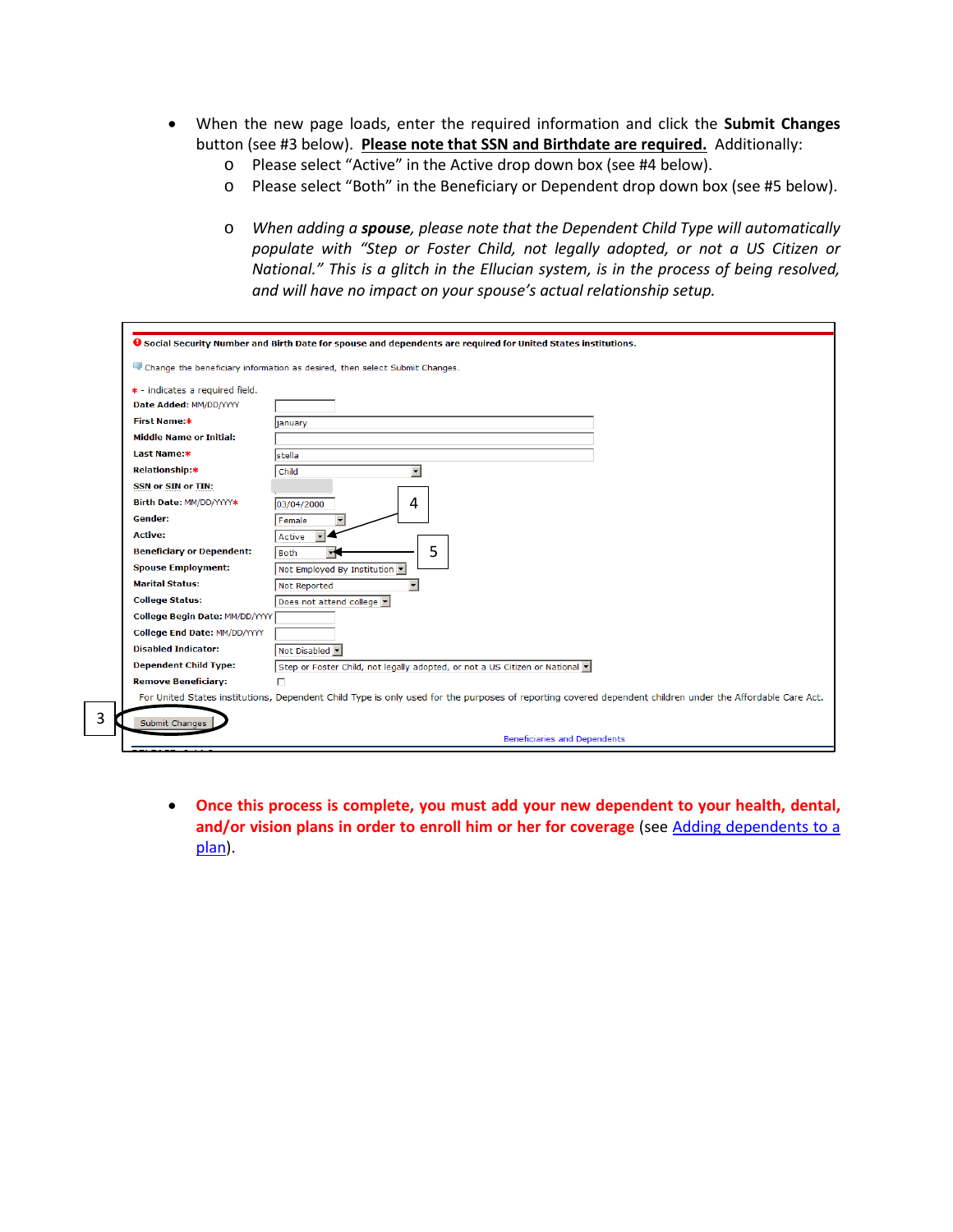- When the new page loads, enter the required information and click the **Submit Changes** button (see #3 below). **Please note that SSN and Birthdate are required.** Additionally:
  - Please select "Active" in the Active drop down box (see #4 below).
  - Please select "Both" in the Beneficiary or Dependent drop down box (see #5 below).

  - *When adding a **spouse**, please note that the Dependent Child Type will automatically populate with "Step or Foster Child, not legally adopted, or not a US Citizen or National." This is a glitch in the Ellucian system, is in the process of being resolved, and will have no impact on your spouse's actual relationship setup.*

Social Security Number and Birth Date for spouse and dependents are required for United States institutions.

Change the beneficiary information as desired, then select Submit Changes.

* - indicates a required field.

| | |
|---|---|
| Date Added: MM/DD/YYYY | |
| First Name:* | january |
| Middle Name or Initial: | |
| Last Name:* | stella |
| Relationship:* | Child |
| SSN or SIN or TIN: | |
| Birth Date: MM/DD/YYYY* | 03/04/2000 |
| Gender: | Female |
| Active: | Active |
| Beneficiary or Dependent: | Both |
| Spouse Employment: | Not Employed By Institution |
| Marital Status: | Not Reported |
| College Status: | Does not attend college |
| College Begin Date: MM/DD/YYYY | |
| College End Date: MM/DD/YYYY | |
| Disabled Indicator: | Not Disabled |
| Dependent Child Type: | Step or Foster Child, not legally adopted, or not a US Citizen or National |
| Remove Beneficiary: | |

For United States institutions, Dependent Child Type is only used for the purposes of reporting covered dependent children under the Affordable Care Act.

Submit Changes

Beneficiaries and Dependents

3 4 5

- **Once this process is complete, you must add your new dependent to your health, dental, and/or vision plans in order to enroll him or her for coverage** (see [Adding dependents to a plan](#)).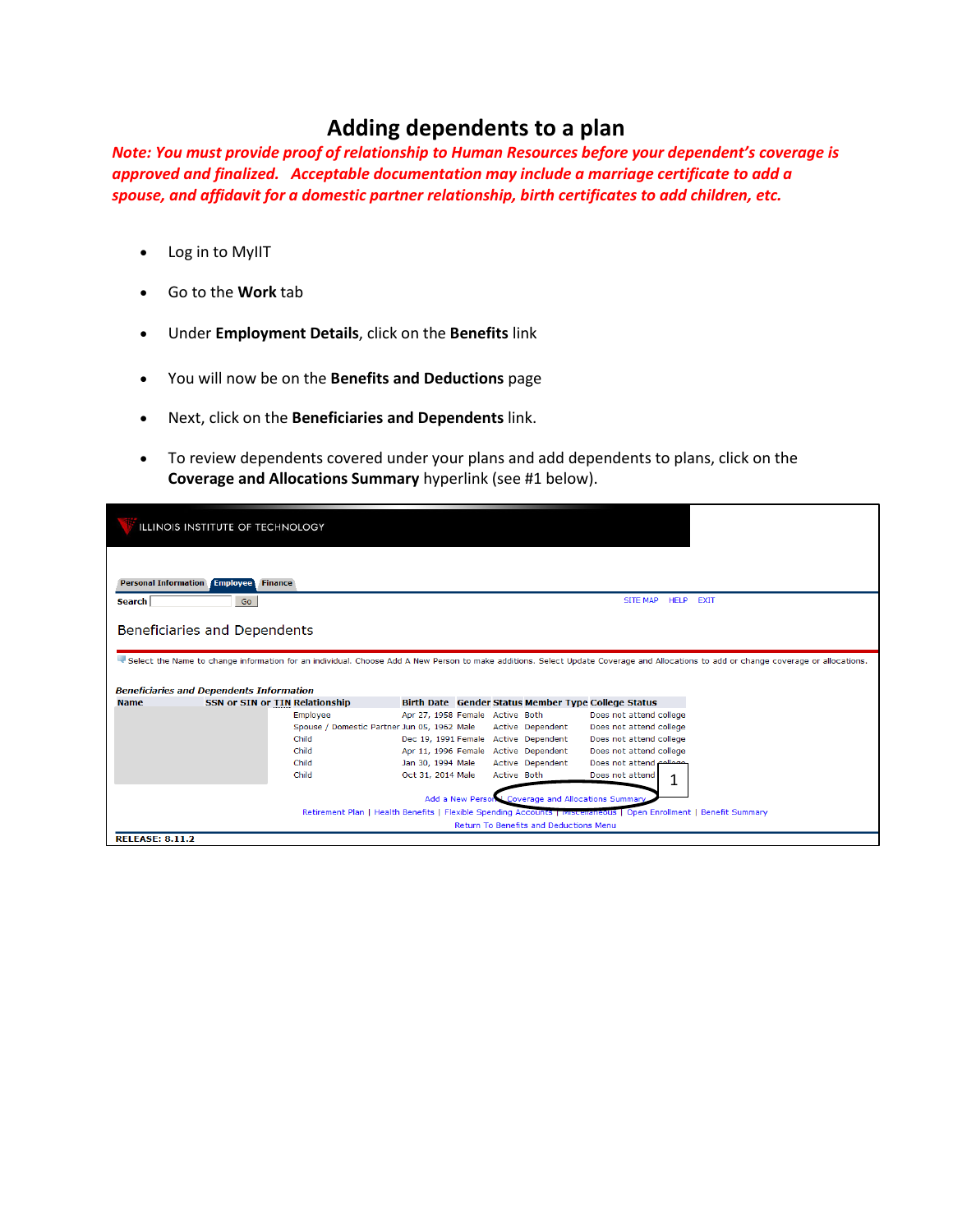# Adding dependents to a plan

***Note: You must provide proof of relationship to Human Resources before your dependent's coverage is approved and finalized. Acceptable documentation may include a marriage certificate to add a spouse, and affidavit for a domestic partner relationship, birth certificates to add children, etc.***

- Log in to MyIIT
- Go to the **Work** tab
- Under **Employment Details**, click on the **Benefits** link
- You will now be on the **Benefits and Deductions** page
- Next, click on the **Beneficiaries and Dependents** link.
- To review dependents covered under your plans and add dependents to plans, click on the **Coverage and Allocations Summary** hyperlink (see #1 below).

ILLINOIS INSTITUTE OF TECHNOLOGY

Personal Information | Employee | Finance

Search [ ] Go

SITE MAP HELP EXIT

Beneficiaries and Dependents

Select the Name to change information for an individual. Choose Add A New Person to make additions. Select Update Coverage and Allocations to add or change coverage or allocations.

*Beneficiaries and Dependents Information*

| Name | SSN or SIN or TIN | Relationship | Birth Date | Gender | Status | Member Type | College Status |
|---|---|---|---|---|---|---|---|
| | | Employee | Apr 27, 1958 | Female | Active | Both | Does not attend college |
| | | Spouse / Domestic Partner | Jun 05, 1962 | Male | Active | Dependent | Does not attend college |
| | | Child | Dec 19, 1991 | Female | Active | Dependent | Does not attend college |
| | | Child | Apr 11, 1996 | Female | Active | Dependent | Does not attend college |
| | | Child | Jan 30, 1994 | Male | Active | Dependent | Does not attend college |
| | | Child | Oct 31, 2014 | Male | Active | Both | Does not attend college |

Add a New Person | Coverage and Allocations Summary

1

Retirement Plan | Health Benefits | Flexible Spending Accounts | Miscellaneous | Open Enrollment | Benefit Summary

Return To Benefits and Deductions Menu

RELEASE: 8.11.2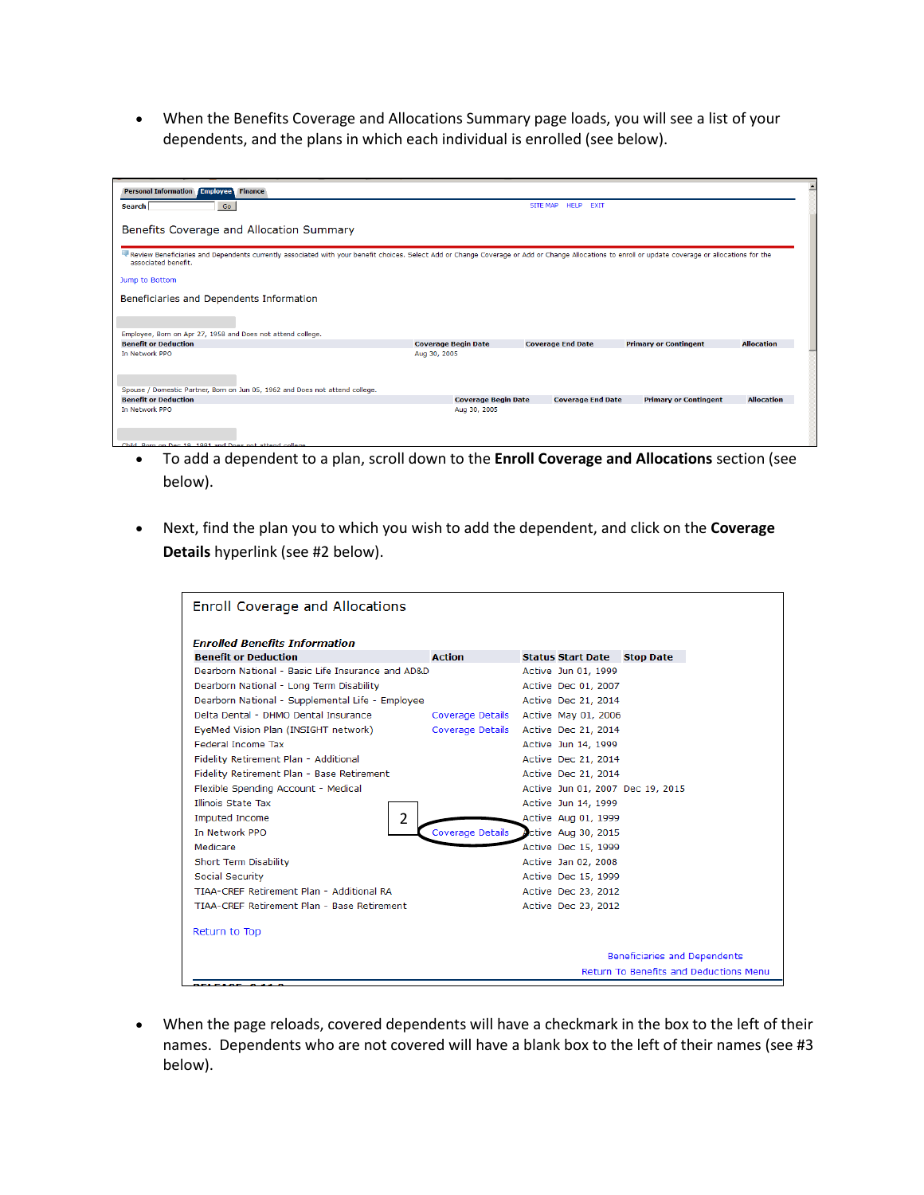- When the Benefits Coverage and Allocations Summary page loads, you will see a list of your dependents, and the plans in which each individual is enrolled (see below).

Personal Information | Employee | Finance

Search Go SITE MAP HELP EXIT

Benefits Coverage and Allocation Summary

Review Beneficiaries and Dependents currently associated with your benefit choices. Select Add or Change Coverage or Add or Change Allocations to enroll or update coverage or allocations for the associated benefit.

Jump to Bottom

Beneficiaries and Dependents Information

Employee, Born on Apr 27, 1958 and Does not attend college.

| Benefit or Deduction | Coverage Begin Date | Coverage End Date | Primary or Contingent | Allocation |
|---|---|---|---|---|
| In Network PPO | Aug 30, 2005 | | | |

Spouse / Domestic Partner, Born on Jun 05, 1962 and Does not attend college.

| Benefit or Deduction | Coverage Begin Date | Coverage End Date | Primary or Contingent | Allocation |
|---|---|---|---|---|
| In Network PPO | Aug 30, 2005 | | | |

Child, Born on Dec 19, 1991 and Does not attend college.

- To add a dependent to a plan, scroll down to the **Enroll Coverage and Allocations** section (see below).

- Next, find the plan you to which you wish to add the dependent, and click on the **Coverage Details** hyperlink (see #2 below).

Enroll Coverage and Allocations

***Enrolled Benefits Information***

| Benefit or Deduction | Action | Status | Start Date | Stop Date |
|---|---|---|---|---|
| Dearborn National - Basic Life Insurance and AD&D | | Active | Jun 01, 1999 | |
| Dearborn National - Long Term Disability | | Active | Dec 01, 2007 | |
| Dearborn National - Supplemental Life - Employee | | Active | Dec 21, 2014 | |
| Delta Dental - DHMO Dental Insurance | Coverage Details | Active | May 01, 2006 | |
| EyeMed Vision Plan (INSIGHT network) | Coverage Details | Active | Dec 21, 2014 | |
| Federal Income Tax | | Active | Jun 14, 1999 | |
| Fidelity Retirement Plan - Additional | | Active | Dec 21, 2014 | |
| Fidelity Retirement Plan - Base Retirement | | Active | Dec 21, 2014 | |
| Flexible Spending Account - Medical | | Active | Jun 01, 2007 | Dec 19, 2015 |
| Illinois State Tax | | Active | Jun 14, 1999 | |
| Imputed Income | | Active | Aug 01, 1999 | |
| In Network PPO | Coverage Details | Active | Aug 30, 2015 | |
| Medicare | | Active | Dec 15, 1999 | |
| Short Term Disability | | Active | Jan 02, 2008 | |
| Social Security | | Active | Dec 15, 1999 | |
| TIAA-CREF Retirement Plan - Additional RA | | Active | Dec 23, 2012 | |
| TIAA-CREF Retirement Plan - Base Retirement | | Active | Dec 23, 2012 | |

2

Return to Top

Beneficiaries and Dependents

Return To Benefits and Deductions Menu

- When the page reloads, covered dependents will have a checkmark in the box to the left of their names. Dependents who are not covered will have a blank box to the left of their names (see #3 below).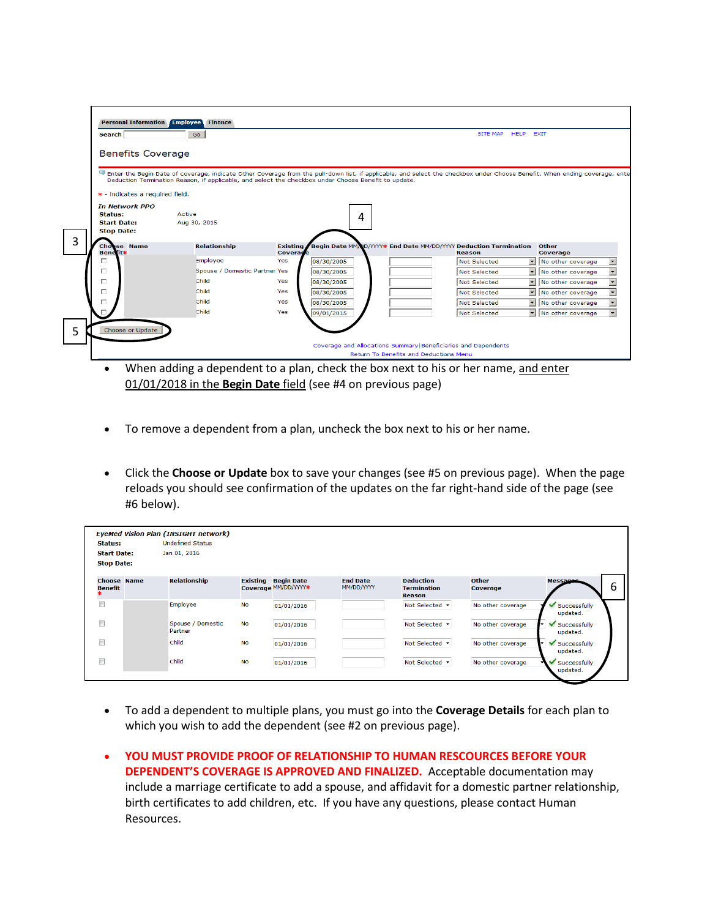Personal Information | Employee | Finance

Search [ ] Go — SITE MAP HELP EXIT

Benefits Coverage

Enter the Begin Date of coverage, indicate Other Coverage from the pull-down list, if applicable, and select the checkbox under Choose Benefit. When ending coverage, enter Deduction Termination Reason, if applicable, and select the checkbox under Choose Benefit to update.

* - indicates a required field.

*In Network PPO*
**Status:** Active
**Start Date:** Aug 30, 2015
**Stop Date:**

| Choose Benefit* | Name | Relationship | Existing Coverage | Begin Date MM/DD/YYYY* | End Date MM/DD/YYYY | Deduction Termination Reason | Other Coverage |
|---|---|---|---|---|---|---|---|
| ☐ | | Employee | Yes | 08/30/2005 | | Not Selected | No other coverage |
| ☐ | | Spouse / Domestic Partner | Yes | 08/30/2005 | | Not Selected | No other coverage |
| ☐ | | Child | Yes | 08/30/2005 | | Not Selected | No other coverage |
| ☐ | | Child | Yes | 08/30/2005 | | Not Selected | No other coverage |
| ☐ | | Child | Yes | 08/30/2005 | | Not Selected | No other coverage |
| ☐ | | Child | Yes | 09/01/2015 | | Not Selected | No other coverage |

Choose or Update

Coverage and Allocations Summary | Beneficiaries and Dependents
Return To Benefits and Deductions Menu

3 4 5

- When adding a dependent to a plan, check the box next to his or her name, and enter 01/01/2018 in the **Begin Date** field (see #4 on previous page)

- To remove a dependent from a plan, uncheck the box next to his or her name.

- Click the **Choose or Update** box to save your changes (see #5 on previous page). When the page reloads you should see confirmation of the updates on the far right-hand side of the page (see #6 below).

*EyeMed Vision Plan (INSIGHT network)*
**Status:** Undefined Status
**Start Date:** Jan 01, 2016
**Stop Date:**

| Choose Benefit* | Name | Relationship | Existing Coverage | Begin Date MM/DD/YYYY* | End Date MM/DD/YYYY | Deduction Termination Reason | Other Coverage | Messages |
|---|---|---|---|---|---|---|---|---|
| ☐ | | Employee | No | 01/01/2016 | | Not Selected | No other coverage | Successfully updated. |
| ☐ | | Spouse / Domestic Partner | No | 01/01/2016 | | Not Selected | No other coverage | Successfully updated. |
| ☐ | | Child | No | 01/01/2016 | | Not Selected | No other coverage | Successfully updated. |
| ☐ | | Child | No | 01/01/2016 | | Not Selected | No other coverage | Successfully updated. |

6

- To add a dependent to multiple plans, you must go into the **Coverage Details** for each plan to which you wish to add the dependent (see #2 on previous page).

- **YOU MUST PROVIDE PROOF OF RELATIONSHIP TO HUMAN RESCOURCES BEFORE YOUR DEPENDENT'S COVERAGE IS APPROVED AND FINALIZED.** Acceptable documentation may include a marriage certificate to add a spouse, and affidavit for a domestic partner relationship, birth certificates to add children, etc. If you have any questions, please contact Human Resources.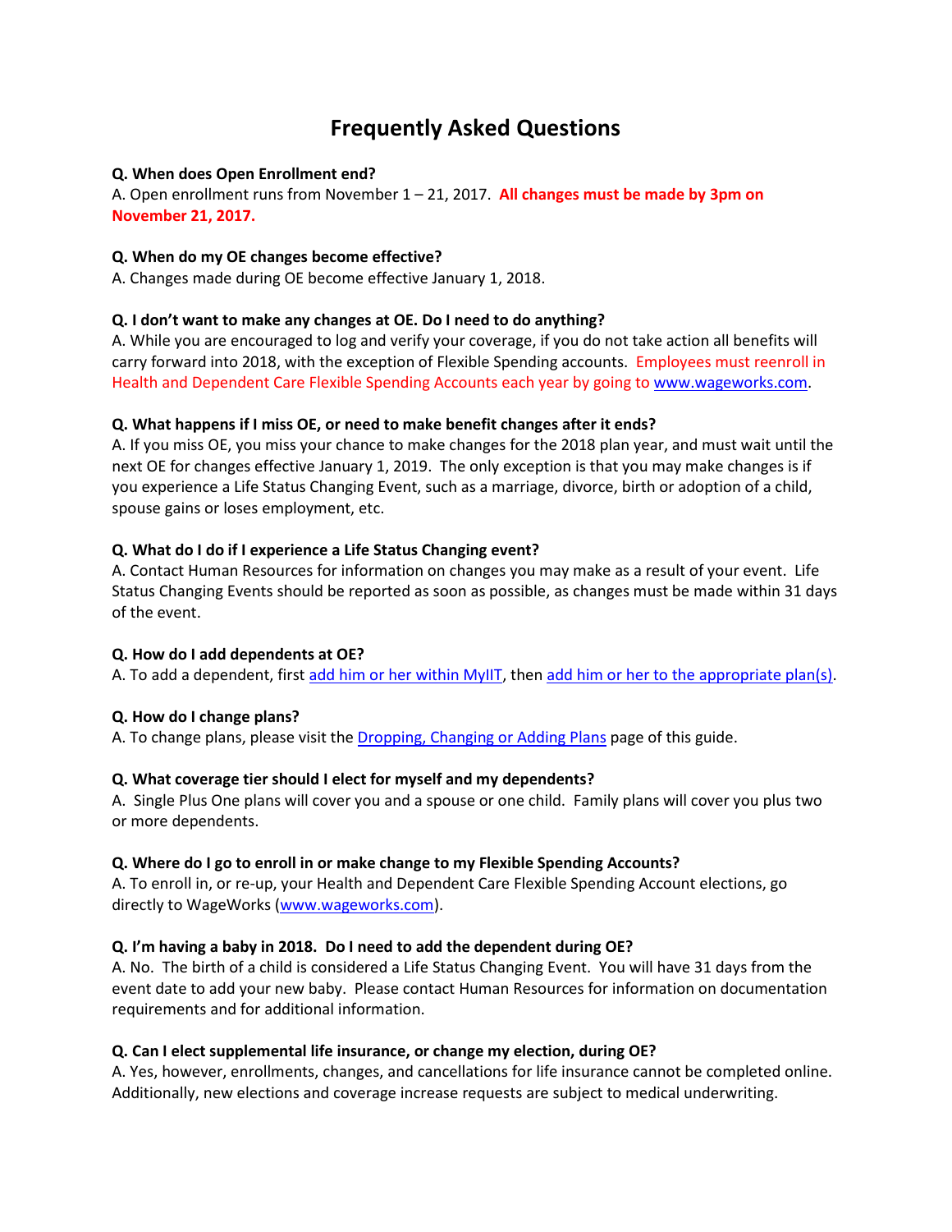# Frequently Asked Questions

**Q. When does Open Enrollment end?**
A. Open enrollment runs from November 1 – 21, 2017. **All changes must be made by 3pm on November 21, 2017.**

**Q. When do my OE changes become effective?**
A. Changes made during OE become effective January 1, 2018.

**Q. I don't want to make any changes at OE. Do I need to do anything?**
A. While you are encouraged to log and verify your coverage, if you do not take action all benefits will carry forward into 2018, with the exception of Flexible Spending accounts. Employees must reenroll in Health and Dependent Care Flexible Spending Accounts each year by going to www.wageworks.com.

**Q. What happens if I miss OE, or need to make benefit changes after it ends?**
A. If you miss OE, you miss your chance to make changes for the 2018 plan year, and must wait until the next OE for changes effective January 1, 2019. The only exception is that you may make changes is if you experience a Life Status Changing Event, such as a marriage, divorce, birth or adoption of a child, spouse gains or loses employment, etc.

**Q. What do I do if I experience a Life Status Changing event?**
A. Contact Human Resources for information on changes you may make as a result of your event. Life Status Changing Events should be reported as soon as possible, as changes must be made within 31 days of the event.

**Q. How do I add dependents at OE?**
A. To add a dependent, first add him or her within MyIIT, then add him or her to the appropriate plan(s).

**Q. How do I change plans?**
A. To change plans, please visit the Dropping, Changing or Adding Plans page of this guide.

**Q. What coverage tier should I elect for myself and my dependents?**
A. Single Plus One plans will cover you and a spouse or one child. Family plans will cover you plus two or more dependents.

**Q. Where do I go to enroll in or make change to my Flexible Spending Accounts?**
A. To enroll in, or re-up, your Health and Dependent Care Flexible Spending Account elections, go directly to WageWorks (www.wageworks.com).

**Q. I'm having a baby in 2018. Do I need to add the dependent during OE?**
A. No. The birth of a child is considered a Life Status Changing Event. You will have 31 days from the event date to add your new baby. Please contact Human Resources for information on documentation requirements and for additional information.

**Q. Can I elect supplemental life insurance, or change my election, during OE?**
A. Yes, however, enrollments, changes, and cancellations for life insurance cannot be completed online. Additionally, new elections and coverage increase requests are subject to medical underwriting.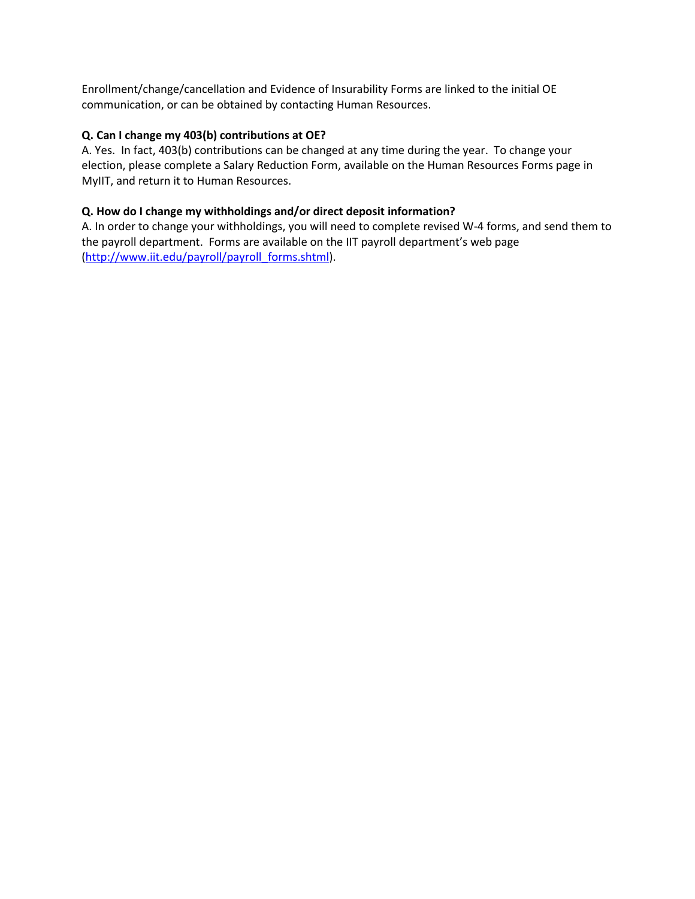Enrollment/change/cancellation and Evidence of Insurability Forms are linked to the initial OE communication, or can be obtained by contacting Human Resources.

**Q. Can I change my 403(b) contributions at OE?**
A. Yes. In fact, 403(b) contributions can be changed at any time during the year. To change your election, please complete a Salary Reduction Form, available on the Human Resources Forms page in MyIIT, and return it to Human Resources.

**Q. How do I change my withholdings and/or direct deposit information?**
A. In order to change your withholdings, you will need to complete revised W-4 forms, and send them to the payroll department. Forms are available on the IIT payroll department's web page (http://www.iit.edu/payroll/payroll_forms.shtml).